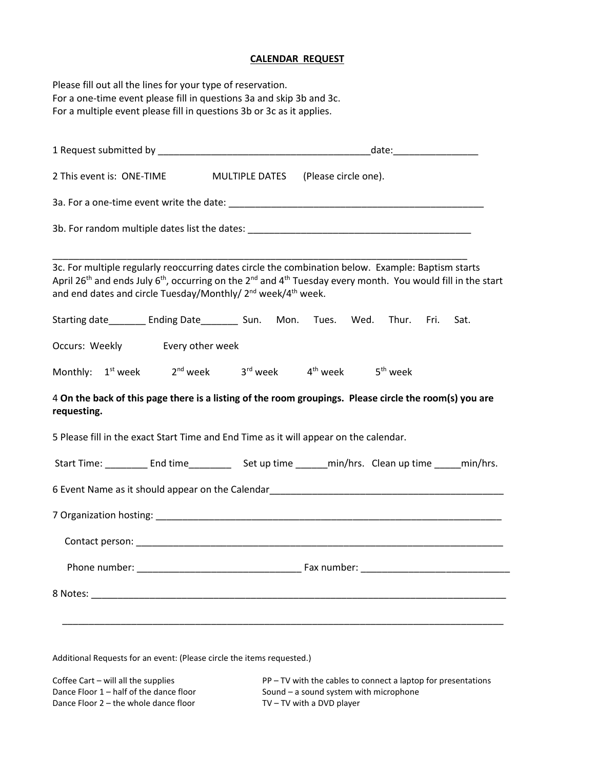# CALENDAR REQUEST

Please fill out all the lines for your type of reservation.
For a one-time event please fill in questions 3a and skip 3b and 3c.
For a multiple event please fill in questions 3b or 3c as it applies.

1 Request submitted by ________________________________________date:_______________

2 This event is: ONE-TIME MULTIPLE DATES (Please circle one).

3a. For a one-time event write the date: _________________________________________________

3b. For random multiple dates list the dates: __________________________________________

_______________________________________________________________________________

3c. For multiple regularly reoccurring dates circle the combination below. Example: Baptism starts April 26th and ends July 6th, occurring on the 2nd and 4th Tuesday every month. You would fill in the start and end dates and circle Tuesday/Monthly/ 2nd week/4th week.

Starting date_______ Ending Date_______ Sun. Mon. Tues. Wed. Thur. Fri. Sat.

Occurs: Weekly Every other week

Monthly: 1st week 2nd week 3rd week 4th week 5th week

4 **On the back of this page there is a listing of the room groupings. Please circle the room(s) you are requesting.**

5 Please fill in the exact Start Time and End Time as it will appear on the calendar.

Start Time: ________ End time________ Set up time ______min/hrs. Clean up time _____min/hrs.

6 Event Name as it should appear on the Calendar____________________________________________

7 Organization hosting: __________________________________________________________________

Contact person: ______________________________________________________________________

Phone number: _______________________________ Fax number: ___________________________

8 Notes: ______________________________________________________________________________

_______________________________________________________________________________________

Additional Requests for an event: (Please circle the items requested.)

Coffee Cart – will all the supplies
Dance Floor 1 – half of the dance floor
Dance Floor 2 – the whole dance floor
PP – TV with the cables to connect a laptop for presentations
Sound – a sound system with microphone
TV – TV with a DVD player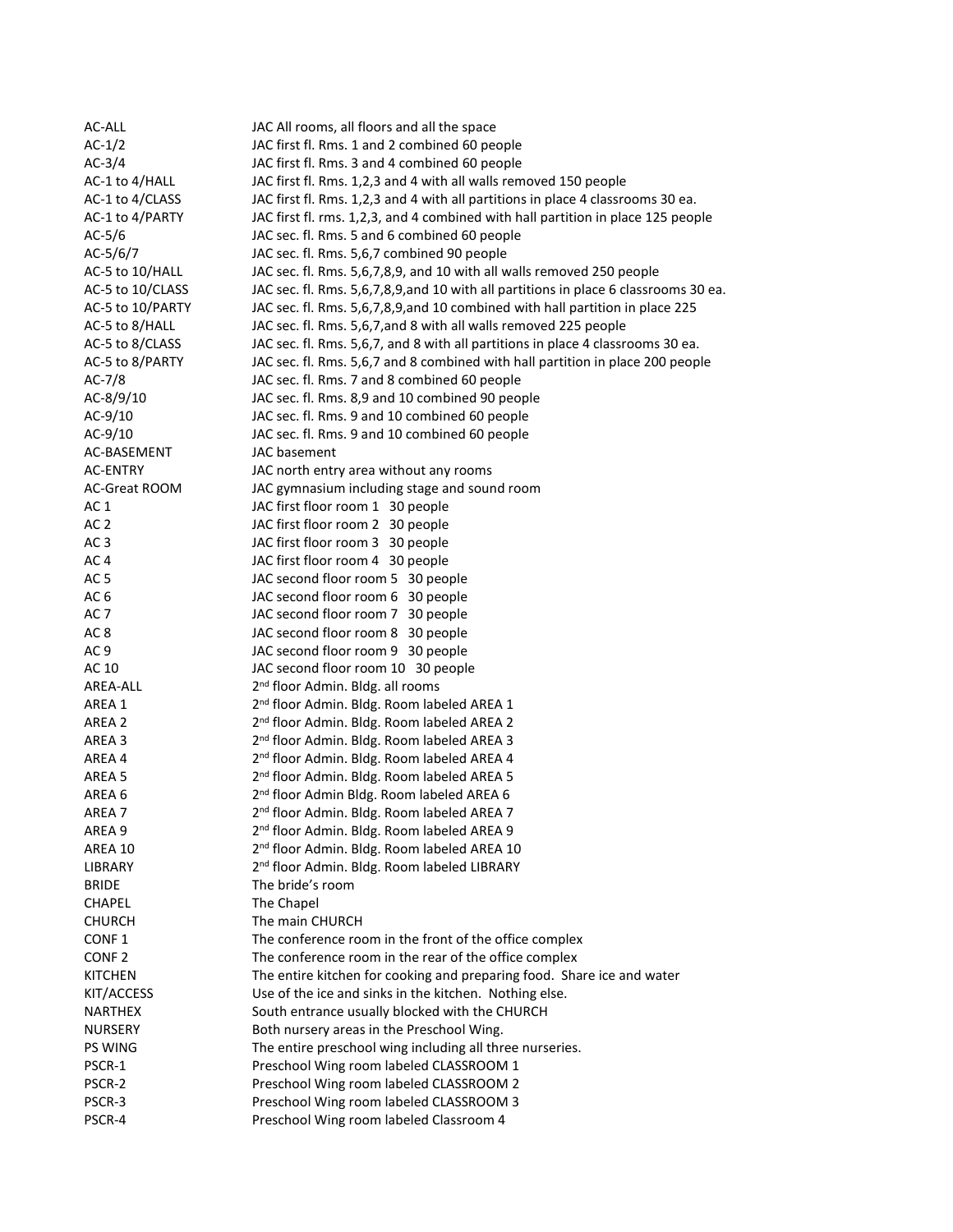| | |
|---|---|
| AC-ALL | JAC All rooms, all floors and all the space |
| AC-1/2 | JAC first fl. Rms. 1 and 2 combined 60 people |
| AC-3/4 | JAC first fl. Rms. 3 and 4 combined 60 people |
| AC-1 to 4/HALL | JAC first fl. Rms. 1,2,3 and 4 with all walls removed 150 people |
| AC-1 to 4/CLASS | JAC first fl. Rms. 1,2,3 and 4 with all partitions in place 4 classrooms 30 ea. |
| AC-1 to 4/PARTY | JAC first fl. rms. 1,2,3, and 4 combined with hall partition in place 125 people |
| AC-5/6 | JAC sec. fl. Rms. 5 and 6 combined 60 people |
| AC-5/6/7 | JAC sec. fl. Rms. 5,6,7 combined 90 people |
| AC-5 to 10/HALL | JAC sec. fl. Rms. 5,6,7,8,9, and 10 with all walls removed 250 people |
| AC-5 to 10/CLASS | JAC sec. fl. Rms. 5,6,7,8,9,and 10 with all partitions in place 6 classrooms 30 ea. |
| AC-5 to 10/PARTY | JAC sec. fl. Rms. 5,6,7,8,9,and 10 combined with hall partition in place 225 |
| AC-5 to 8/HALL | JAC sec. fl. Rms. 5,6,7,and 8 with all walls removed 225 people |
| AC-5 to 8/CLASS | JAC sec. fl. Rms. 5,6,7, and 8 with all partitions in place 4 classrooms 30 ea. |
| AC-5 to 8/PARTY | JAC sec. fl. Rms. 5,6,7 and 8 combined with hall partition in place 200 people |
| AC-7/8 | JAC sec. fl. Rms. 7 and 8 combined 60 people |
| AC-8/9/10 | JAC sec. fl. Rms. 8,9 and 10 combined 90 people |
| AC-9/10 | JAC sec. fl. Rms. 9 and 10 combined 60 people |
| AC-9/10 | JAC sec. fl. Rms. 9 and 10 combined 60 people |
| AC-BASEMENT | JAC basement |
| AC-ENTRY | JAC north entry area without any rooms |
| AC-Great ROOM | JAC gymnasium including stage and sound room |
| AC 1 | JAC first floor room 1 30 people |
| AC 2 | JAC first floor room 2 30 people |
| AC 3 | JAC first floor room 3 30 people |
| AC 4 | JAC first floor room 4 30 people |
| AC 5 | JAC second floor room 5 30 people |
| AC 6 | JAC second floor room 6 30 people |
| AC 7 | JAC second floor room 7 30 people |
| AC 8 | JAC second floor room 8 30 people |
| AC 9 | JAC second floor room 9 30 people |
| AC 10 | JAC second floor room 10 30 people |
| AREA-ALL | 2nd floor Admin. Bldg. all rooms |
| AREA 1 | 2nd floor Admin. Bldg. Room labeled AREA 1 |
| AREA 2 | 2nd floor Admin. Bldg. Room labeled AREA 2 |
| AREA 3 | 2nd floor Admin. Bldg. Room labeled AREA 3 |
| AREA 4 | 2nd floor Admin. Bldg. Room labeled AREA 4 |
| AREA 5 | 2nd floor Admin. Bldg. Room labeled AREA 5 |
| AREA 6 | 2nd floor Admin Bldg. Room labeled AREA 6 |
| AREA 7 | 2nd floor Admin. Bldg. Room labeled AREA 7 |
| AREA 9 | 2nd floor Admin. Bldg. Room labeled AREA 9 |
| AREA 10 | 2nd floor Admin. Bldg. Room labeled AREA 10 |
| LIBRARY | 2nd floor Admin. Bldg. Room labeled LIBRARY |
| BRIDE | The bride's room |
| CHAPEL | The Chapel |
| CHURCH | The main CHURCH |
| CONF 1 | The conference room in the front of the office complex |
| CONF 2 | The conference room in the rear of the office complex |
| KITCHEN | The entire kitchen for cooking and preparing food. Share ice and water |
| KIT/ACCESS | Use of the ice and sinks in the kitchen. Nothing else. |
| NARTHEX | South entrance usually blocked with the CHURCH |
| NURSERY | Both nursery areas in the Preschool Wing. |
| PS WING | The entire preschool wing including all three nurseries. |
| PSCR-1 | Preschool Wing room labeled CLASSROOM 1 |
| PSCR-2 | Preschool Wing room labeled CLASSROOM 2 |
| PSCR-3 | Preschool Wing room labeled CLASSROOM 3 |
| PSCR-4 | Preschool Wing room labeled Classroom 4 |